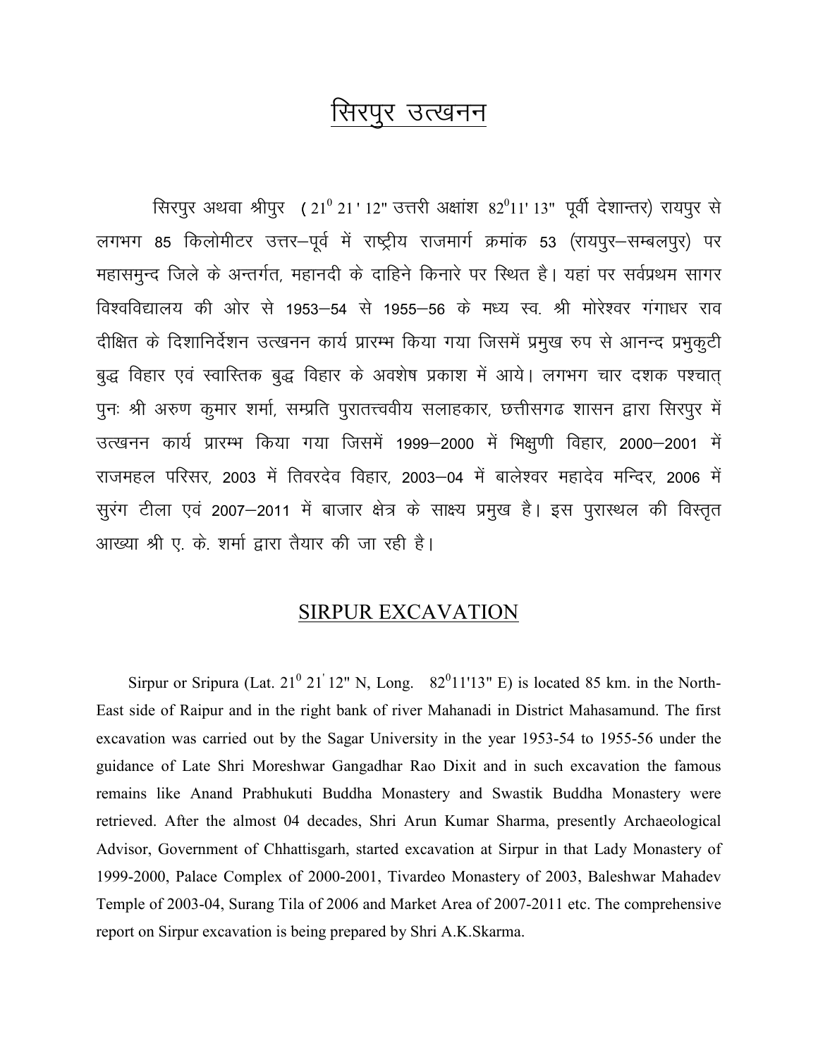# सिरपुर उत्खनन

सिरपुर अथवा श्रीपुर ($21^0$ 21 ' 12" उत्तरी अक्षांश $82^0$11' 13" पूर्वी देशान्तर) रायपुर से लगभग 85 किलोमीटर उत्तर–पूर्व में राष्ट्रीय राजमार्ग क्रमांक 53 (रायपुर–सम्बलपुर) पर महासमुन्द जिले के अन्तर्गत, महानदी के दाहिने किनारे पर स्थित है। यहां पर सर्वप्रथम सागर विश्वविद्यालय की ओर से 1953–54 से 1955–56 के मध्य स्व. श्री मोरेश्वर गंगाधर राव दीक्षित के दिशानिर्देशन उत्खनन कार्य प्रारम्भ किया गया जिसमें प्रमुख रुप से आनन्द प्रभुकुटी बुद्ध विहार एवं स्वास्तिक बुद्ध विहार के अवशेष प्रकाश में आये। लगभग चार दशक पश्चात् पुनः श्री अरुण कुमार शर्मा, सम्प्रति पुरातत्त्ववीय सलाहकार, छत्तीसगढ शासन द्वारा सिरपुर में उत्खनन कार्य प्रारम्भ किया गया जिसमें 1999–2000 में भिक्षुणी विहार, 2000–2001 में राजमहल परिसर, 2003 में तिवरदेव विहार, 2003–04 में बालेश्वर महादेव मन्दिर, 2006 में सुरंग टीला एवं 2007–2011 में बाजार क्षेत्र के साक्ष्य प्रमुख है। इस पुरास्थल की विस्तृत आख्या श्री ए. के. शर्मा द्वारा तैयार की जा रही है।

# SIRPUR EXCAVATION

Sirpur or Sripura (Lat. $21^0$ $21'$ 12" N, Long. $82^0$11'13" E) is located 85 km. in the North-East side of Raipur and in the right bank of river Mahanadi in District Mahasamund. The first excavation was carried out by the Sagar University in the year 1953-54 to 1955-56 under the guidance of Late Shri Moreshwar Gangadhar Rao Dixit and in such excavation the famous remains like Anand Prabhukuti Buddha Monastery and Swastik Buddha Monastery were retrieved. After the almost 04 decades, Shri Arun Kumar Sharma, presently Archaeological Advisor, Government of Chhattisgarh, started excavation at Sirpur in that Lady Monastery of 1999-2000, Palace Complex of 2000-2001, Tivardeo Monastery of 2003, Baleshwar Mahadev Temple of 2003-04, Surang Tila of 2006 and Market Area of 2007-2011 etc. The comprehensive report on Sirpur excavation is being prepared by Shri A.K.Skarma.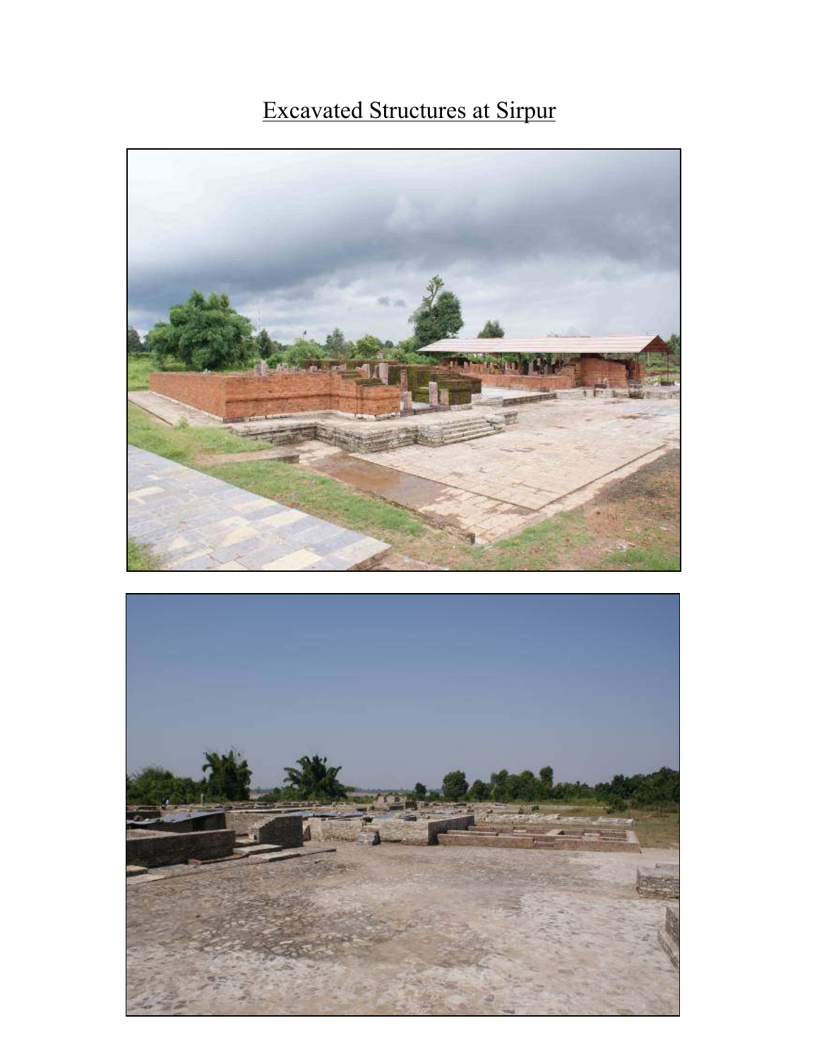# Excavated Structures at Sirpur